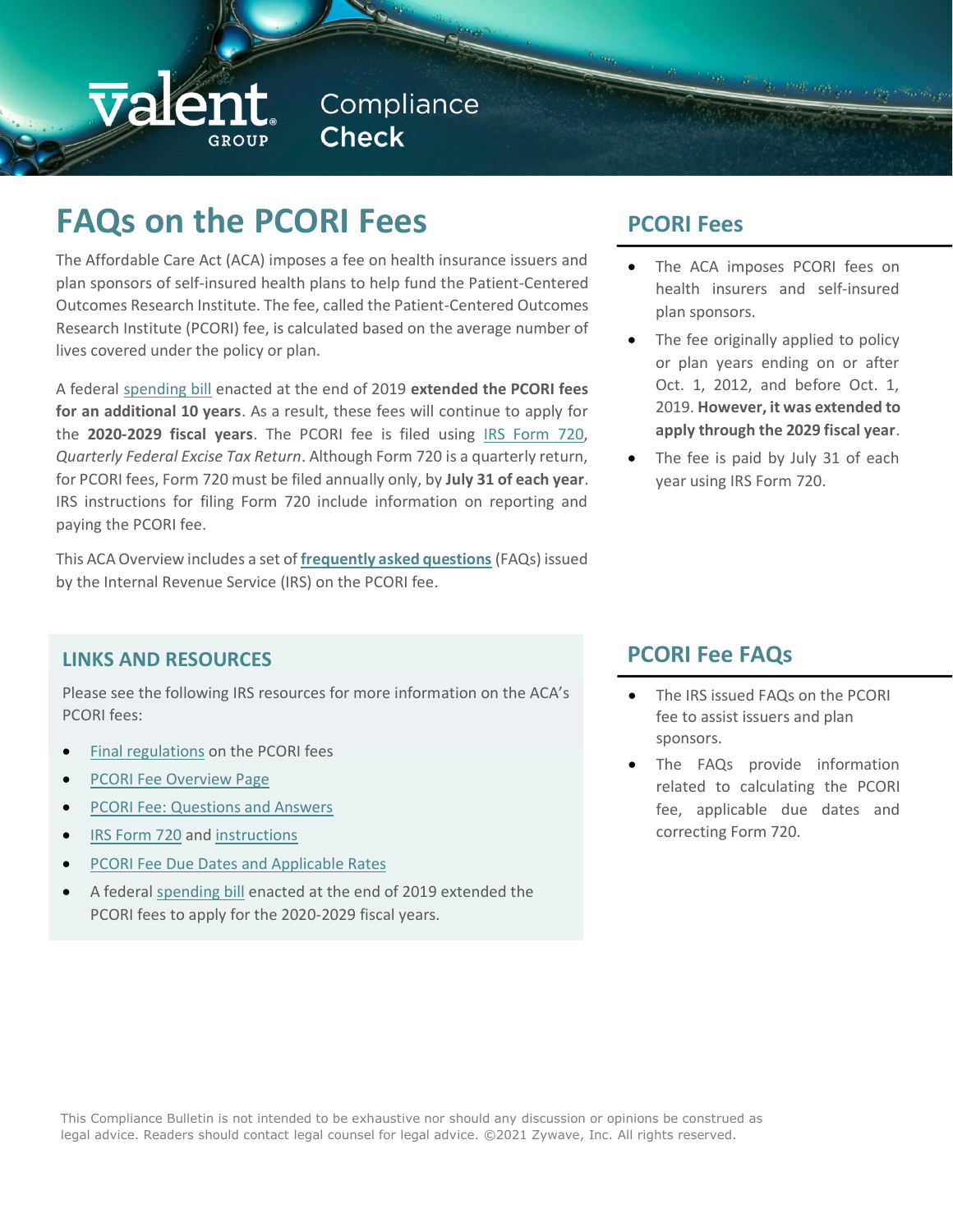Valent Group Compliance Check

# FAQs on the PCORI Fees

The Affordable Care Act (ACA) imposes a fee on health insurance issuers and plan sponsors of self-insured health plans to help fund the Patient-Centered Outcomes Research Institute. The fee, called the Patient-Centered Outcomes Research Institute (PCORI) fee, is calculated based on the average number of lives covered under the policy or plan.

A federal spending bill enacted at the end of 2019 **extended the PCORI fees for an additional 10 years**. As a result, these fees will continue to apply for the **2020-2029 fiscal years**. The PCORI fee is filed using IRS Form 720, *Quarterly Federal Excise Tax Return*. Although Form 720 is a quarterly return, for PCORI fees, Form 720 must be filed annually only, by **July 31 of each year**. IRS instructions for filing Form 720 include information on reporting and paying the PCORI fee.

This ACA Overview includes a set of **frequently asked questions** (FAQs) issued by the Internal Revenue Service (IRS) on the PCORI fee.

## PCORI Fees

- The ACA imposes PCORI fees on health insurers and self-insured plan sponsors.
- The fee originally applied to policy or plan years ending on or after Oct. 1, 2012, and before Oct. 1, 2019. **However, it was extended to apply through the 2029 fiscal year**.
- The fee is paid by July 31 of each year using IRS Form 720.

## LINKS AND RESOURCES

Please see the following IRS resources for more information on the ACA's PCORI fees:

- Final regulations on the PCORI fees
- PCORI Fee Overview Page
- PCORI Fee: Questions and Answers
- IRS Form 720 and instructions
- PCORI Fee Due Dates and Applicable Rates
- A federal spending bill enacted at the end of 2019 extended the PCORI fees to apply for the 2020-2029 fiscal years.

## PCORI Fee FAQs

- The IRS issued FAQs on the PCORI fee to assist issuers and plan sponsors.
- The FAQs provide information related to calculating the PCORI fee, applicable due dates and correcting Form 720.

This Compliance Bulletin is not intended to be exhaustive nor should any discussion or opinions be construed as legal advice. Readers should contact legal counsel for legal advice. ©2021 Zywave, Inc. All rights reserved.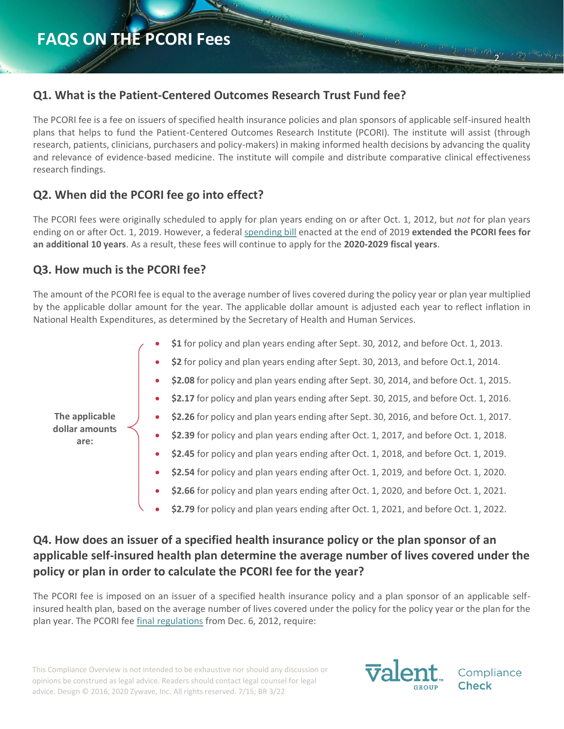# FAQS ON THE PCORI Fees

## Q1. What is the Patient-Centered Outcomes Research Trust Fund fee?

The PCORI fee is a fee on issuers of specified health insurance policies and plan sponsors of applicable self-insured health plans that helps to fund the Patient-Centered Outcomes Research Institute (PCORI). The institute will assist (through research, patients, clinicians, purchasers and policy-makers) in making informed health decisions by advancing the quality and relevance of evidence-based medicine. The institute will compile and distribute comparative clinical effectiveness research findings.

## Q2. When did the PCORI fee go into effect?

The PCORI fees were originally scheduled to apply for plan years ending on or after Oct. 1, 2012, but *not* for plan years ending on or after Oct. 1, 2019. However, a federal spending bill enacted at the end of 2019 **extended the PCORI fees for an additional 10 years**. As a result, these fees will continue to apply for the **2020-2029 fiscal years**.

## Q3. How much is the PCORI fee?

The amount of the PCORI fee is equal to the average number of lives covered during the policy year or plan year multiplied by the applicable dollar amount for the year. The applicable dollar amount is adjusted each year to reflect inflation in National Health Expenditures, as determined by the Secretary of Health and Human Services.

**The applicable dollar amounts are:**

- **$1** for policy and plan years ending after Sept. 30, 2012, and before Oct. 1, 2013.
- **$2** for policy and plan years ending after Sept. 30, 2013, and before Oct.1, 2014.
- **$2.08** for policy and plan years ending after Sept. 30, 2014, and before Oct. 1, 2015.
- **$2.17** for policy and plan years ending after Sept. 30, 2015, and before Oct. 1, 2016.
- **$2.26** for policy and plan years ending after Sept. 30, 2016, and before Oct. 1, 2017.
- **$2.39** for policy and plan years ending after Oct. 1, 2017, and before Oct. 1, 2018.
- **$2.45** for policy and plan years ending after Oct. 1, 2018, and before Oct. 1, 2019.
- **$2.54** for policy and plan years ending after Oct. 1, 2019, and before Oct. 1, 2020.
- **$2.66** for policy and plan years ending after Oct. 1, 2020, and before Oct. 1, 2021.
- **$2.79** for policy and plan years ending after Oct. 1, 2021, and before Oct. 1, 2022.

## Q4. How does an issuer of a specified health insurance policy or the plan sponsor of an applicable self-insured health plan determine the average number of lives covered under the policy or plan in order to calculate the PCORI fee for the year?

The PCORI fee is imposed on an issuer of a specified health insurance policy and a plan sponsor of an applicable self-insured health plan, based on the average number of lives covered under the policy for the policy year or the plan for the plan year. The PCORI fee final regulations from Dec. 6, 2012, require:

This Compliance Overview is not intended to be exhaustive nor should any discussion or opinions be construed as legal advice. Readers should contact legal counsel for legal advice. Design © 2016, 2020 Zywave, Inc. All rights reserved. 7/15; BR 3/22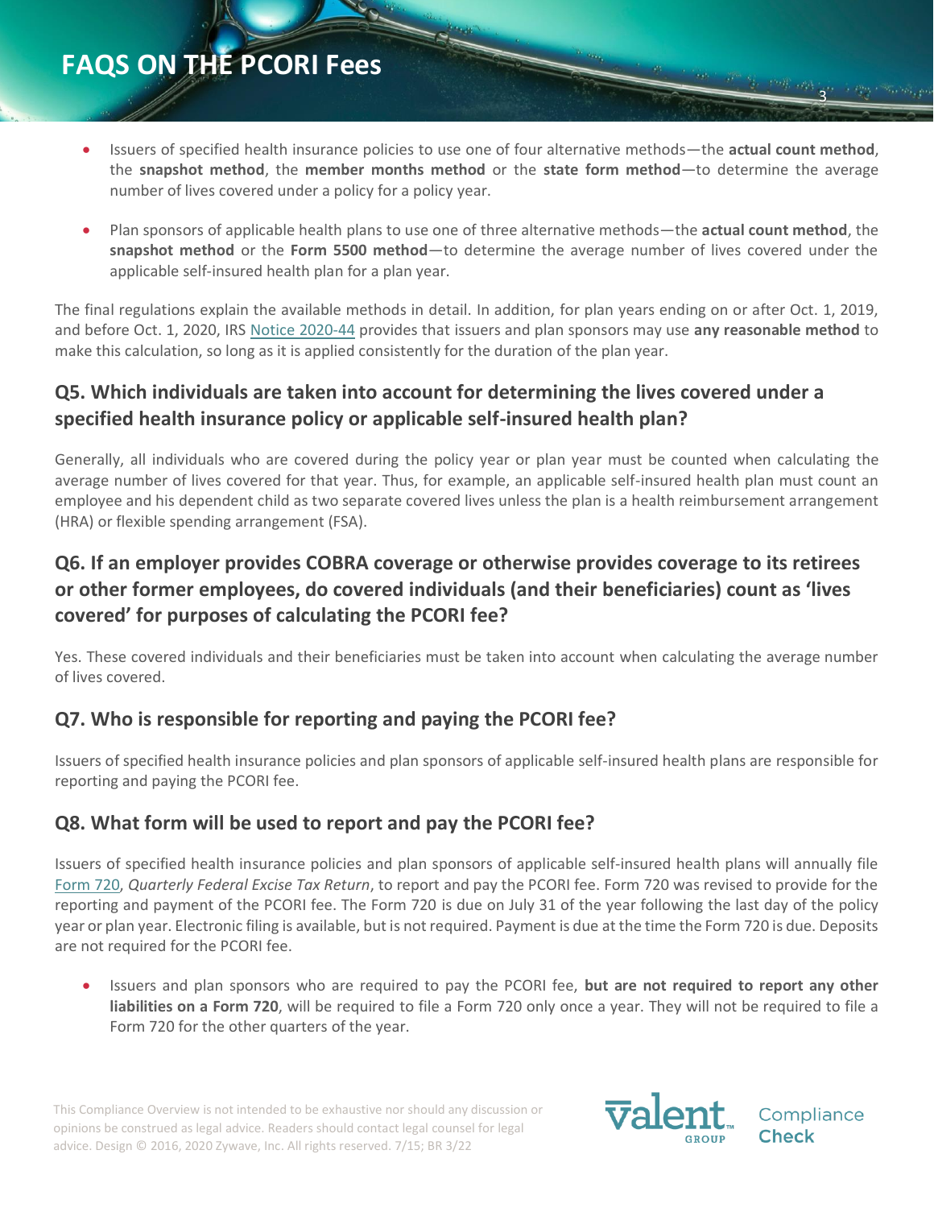- Issuers of specified health insurance policies to use one of four alternative methods—the **actual count method**, the **snapshot method**, the **member months method** or the **state form method**—to determine the average number of lives covered under a policy for a policy year.

- Plan sponsors of applicable health plans to use one of three alternative methods—the **actual count method**, the **snapshot method** or the **Form 5500 method**—to determine the average number of lives covered under the applicable self-insured health plan for a plan year.

The final regulations explain the available methods in detail. In addition, for plan years ending on or after Oct. 1, 2019, and before Oct. 1, 2020, IRS Notice 2020-44 provides that issuers and plan sponsors may use **any reasonable method** to make this calculation, so long as it is applied consistently for the duration of the plan year.

## Q5. Which individuals are taken into account for determining the lives covered under a specified health insurance policy or applicable self-insured health plan?

Generally, all individuals who are covered during the policy year or plan year must be counted when calculating the average number of lives covered for that year. Thus, for example, an applicable self-insured health plan must count an employee and his dependent child as two separate covered lives unless the plan is a health reimbursement arrangement (HRA) or flexible spending arrangement (FSA).

## Q6. If an employer provides COBRA coverage or otherwise provides coverage to its retirees or other former employees, do covered individuals (and their beneficiaries) count as 'lives covered' for purposes of calculating the PCORI fee?

Yes. These covered individuals and their beneficiaries must be taken into account when calculating the average number of lives covered.

## Q7. Who is responsible for reporting and paying the PCORI fee?

Issuers of specified health insurance policies and plan sponsors of applicable self-insured health plans are responsible for reporting and paying the PCORI fee.

## Q8. What form will be used to report and pay the PCORI fee?

Issuers of specified health insurance policies and plan sponsors of applicable self-insured health plans will annually file Form 720, *Quarterly Federal Excise Tax Return*, to report and pay the PCORI fee. Form 720 was revised to provide for the reporting and payment of the PCORI fee. The Form 720 is due on July 31 of the year following the last day of the policy year or plan year. Electronic filing is available, but is not required. Payment is due at the time the Form 720 is due. Deposits are not required for the PCORI fee.

- Issuers and plan sponsors who are required to pay the PCORI fee, **but are not required to report any other liabilities on a Form 720**, will be required to file a Form 720 only once a year. They will not be required to file a Form 720 for the other quarters of the year.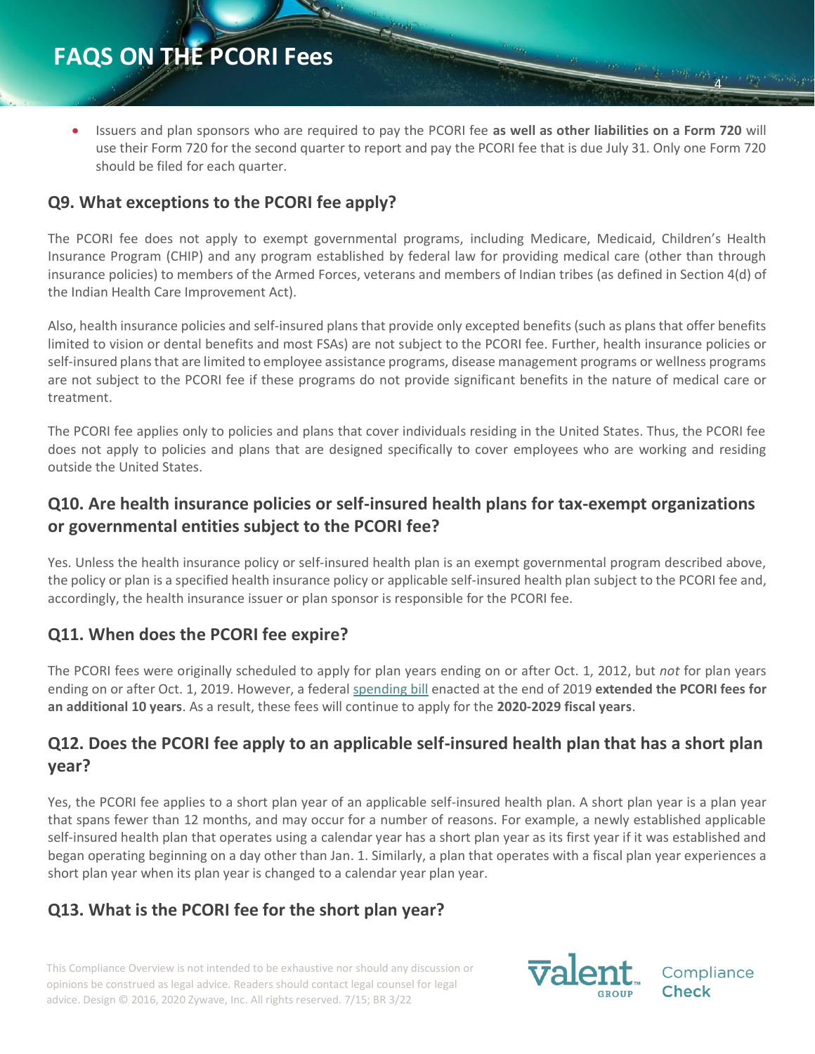- Issuers and plan sponsors who are required to pay the PCORI fee **as well as other liabilities on a Form 720** will use their Form 720 for the second quarter to report and pay the PCORI fee that is due July 31. Only one Form 720 should be filed for each quarter.

## Q9. What exceptions to the PCORI fee apply?

The PCORI fee does not apply to exempt governmental programs, including Medicare, Medicaid, Children's Health Insurance Program (CHIP) and any program established by federal law for providing medical care (other than through insurance policies) to members of the Armed Forces, veterans and members of Indian tribes (as defined in Section 4(d) of the Indian Health Care Improvement Act).

Also, health insurance policies and self-insured plans that provide only excepted benefits (such as plans that offer benefits limited to vision or dental benefits and most FSAs) are not subject to the PCORI fee. Further, health insurance policies or self-insured plans that are limited to employee assistance programs, disease management programs or wellness programs are not subject to the PCORI fee if these programs do not provide significant benefits in the nature of medical care or treatment.

The PCORI fee applies only to policies and plans that cover individuals residing in the United States. Thus, the PCORI fee does not apply to policies and plans that are designed specifically to cover employees who are working and residing outside the United States.

## Q10. Are health insurance policies or self-insured health plans for tax-exempt organizations or governmental entities subject to the PCORI fee?

Yes. Unless the health insurance policy or self-insured health plan is an exempt governmental program described above, the policy or plan is a specified health insurance policy or applicable self-insured health plan subject to the PCORI fee and, accordingly, the health insurance issuer or plan sponsor is responsible for the PCORI fee.

## Q11. When does the PCORI fee expire?

The PCORI fees were originally scheduled to apply for plan years ending on or after Oct. 1, 2012, but *not* for plan years ending on or after Oct. 1, 2019. However, a federal spending bill enacted at the end of 2019 **extended the PCORI fees for an additional 10 years**. As a result, these fees will continue to apply for the **2020-2029 fiscal years**.

## Q12. Does the PCORI fee apply to an applicable self-insured health plan that has a short plan year?

Yes, the PCORI fee applies to a short plan year of an applicable self-insured health plan. A short plan year is a plan year that spans fewer than 12 months, and may occur for a number of reasons. For example, a newly established applicable self-insured health plan that operates using a calendar year has a short plan year as its first year if it was established and began operating beginning on a day other than Jan. 1. Similarly, a plan that operates with a fiscal plan year experiences a short plan year when its plan year is changed to a calendar year plan year.

## Q13. What is the PCORI fee for the short plan year?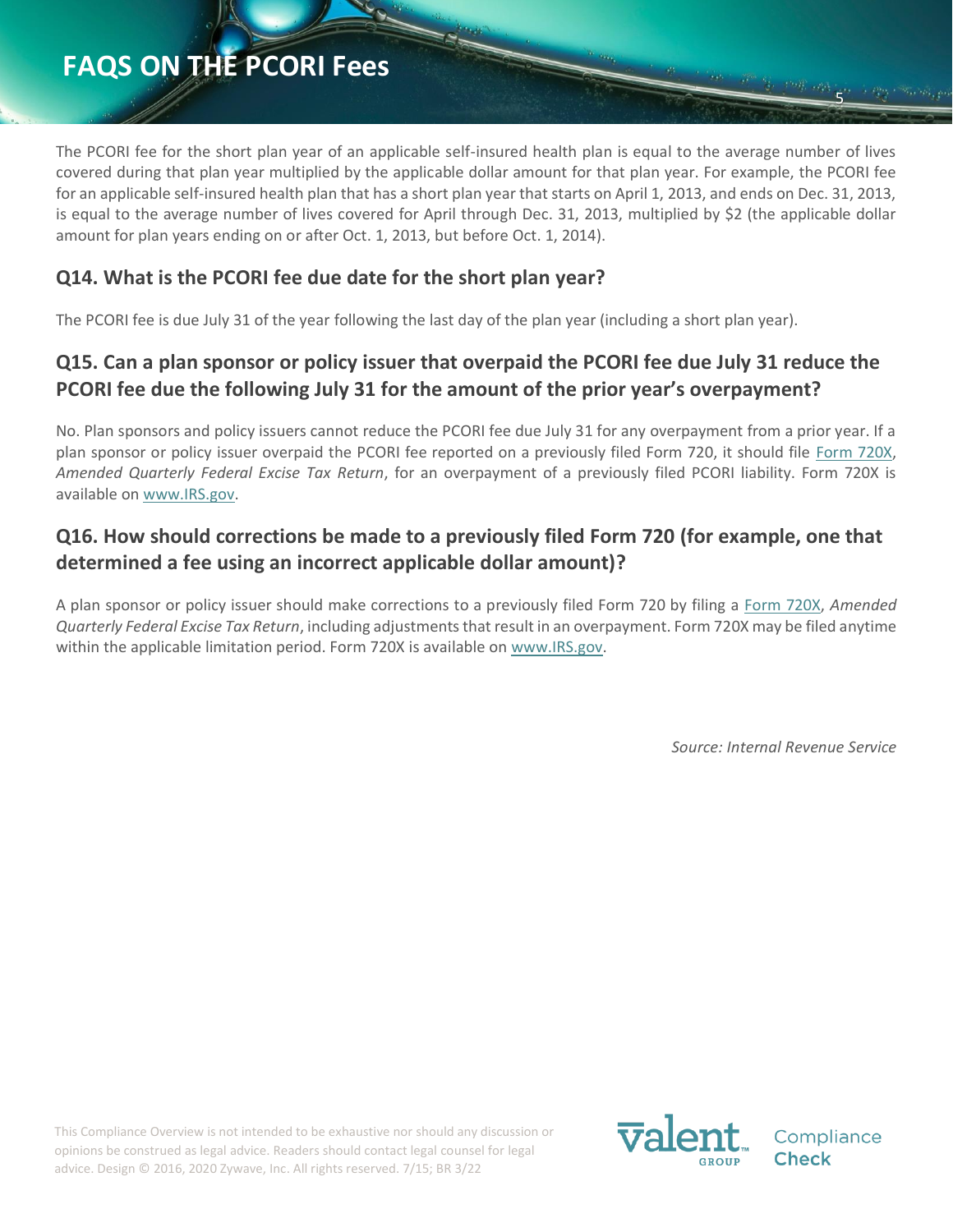The PCORI fee for the short plan year of an applicable self-insured health plan is equal to the average number of lives covered during that plan year multiplied by the applicable dollar amount for that plan year. For example, the PCORI fee for an applicable self-insured health plan that has a short plan year that starts on April 1, 2013, and ends on Dec. 31, 2013, is equal to the average number of lives covered for April through Dec. 31, 2013, multiplied by $2 (the applicable dollar amount for plan years ending on or after Oct. 1, 2013, but before Oct. 1, 2014).

## Q14. What is the PCORI fee due date for the short plan year?

The PCORI fee is due July 31 of the year following the last day of the plan year (including a short plan year).

## Q15. Can a plan sponsor or policy issuer that overpaid the PCORI fee due July 31 reduce the PCORI fee due the following July 31 for the amount of the prior year's overpayment?

No. Plan sponsors and policy issuers cannot reduce the PCORI fee due July 31 for any overpayment from a prior year. If a plan sponsor or policy issuer overpaid the PCORI fee reported on a previously filed Form 720, it should file Form 720X, *Amended Quarterly Federal Excise Tax Return*, for an overpayment of a previously filed PCORI liability. Form 720X is available on www.IRS.gov.

## Q16. How should corrections be made to a previously filed Form 720 (for example, one that determined a fee using an incorrect applicable dollar amount)?

A plan sponsor or policy issuer should make corrections to a previously filed Form 720 by filing a Form 720X, *Amended Quarterly Federal Excise Tax Return*, including adjustments that result in an overpayment. Form 720X may be filed anytime within the applicable limitation period. Form 720X is available on www.IRS.gov.

*Source: Internal Revenue Service*

This Compliance Overview is not intended to be exhaustive nor should any discussion or opinions be construed as legal advice. Readers should contact legal counsel for legal advice. Design © 2016, 2020 Zywave, Inc. All rights reserved. 7/15; BR 3/22